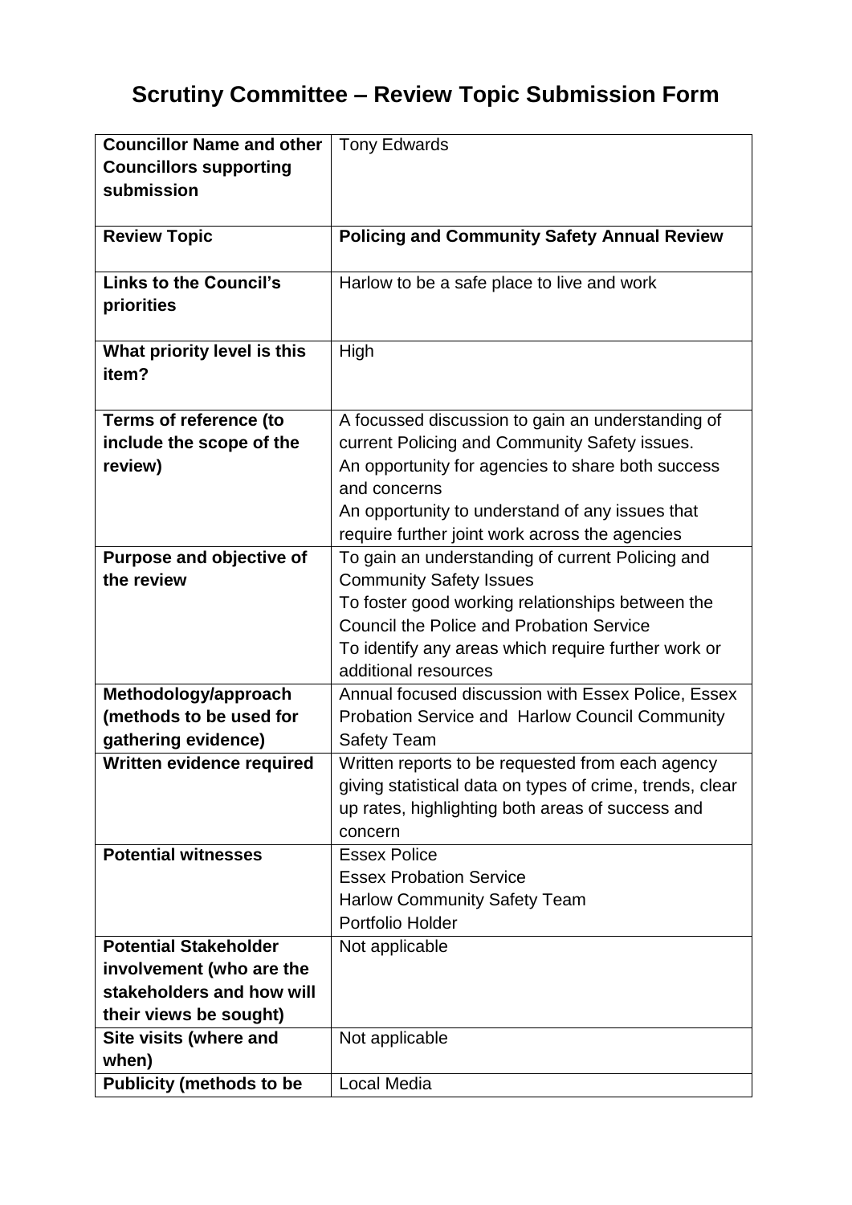# Scrutiny Committee – Review Topic Submission Form

| | |
|---|---|
| **Councillor Name and other Councillors supporting submission** | Tony Edwards |
| **Review Topic** | **Policing and Community Safety Annual Review** |
| **Links to the Council's priorities** | Harlow to be a safe place to live and work |
| **What priority level is this item?** | High |
| **Terms of reference (to include the scope of the review)** | A focussed discussion to gain an understanding of current Policing and Community Safety issues.<br>An opportunity for agencies to share both success and concerns<br>An opportunity to understand of any issues that require further joint work across the agencies |
| **Purpose and objective of the review** | To gain an understanding of current Policing and Community Safety Issues<br>To foster good working relationships between the Council the Police and Probation Service<br>To identify any areas which require further work or additional resources |
| **Methodology/approach (methods to be used for gathering evidence)** | Annual focused discussion with Essex Police, Essex Probation Service and Harlow Council Community Safety Team |
| **Written evidence required** | Written reports to be requested from each agency giving statistical data on types of crime, trends, clear up rates, highlighting both areas of success and concern |
| **Potential witnesses** | Essex Police<br>Essex Probation Service<br>Harlow Community Safety Team<br>Portfolio Holder |
| **Potential Stakeholder involvement (who are the stakeholders and how will their views be sought)** | Not applicable |
| **Site visits (where and when)** | Not applicable |
| **Publicity (methods to be** | Local Media |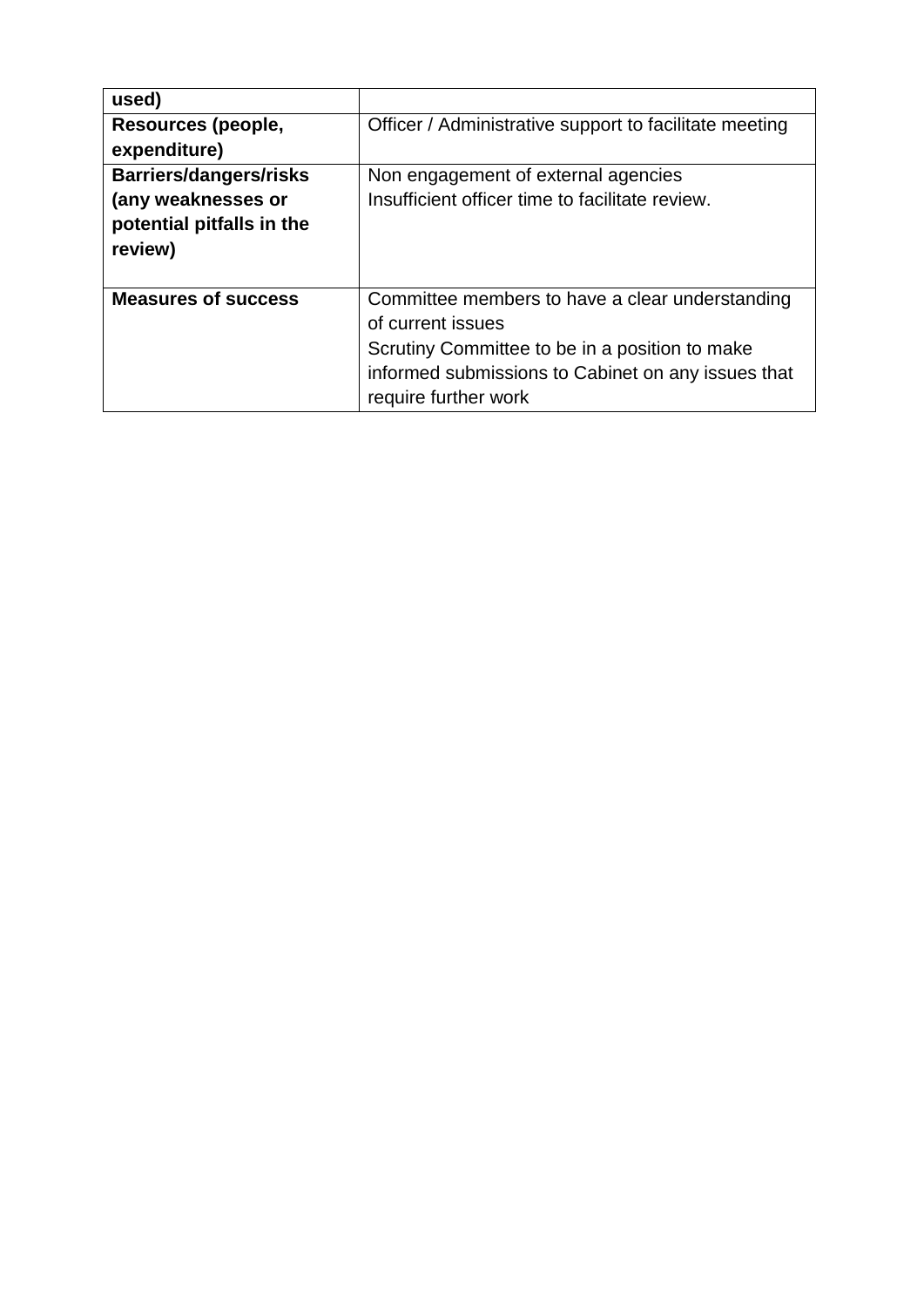| | |
|---|---|
| **used)** | |
| **Resources (people, expenditure)** | Officer / Administrative support to facilitate meeting |
| **Barriers/dangers/risks (any weaknesses or potential pitfalls in the review)** | Non engagement of external agencies<br>Insufficient officer time to facilitate review. |
| **Measures of success** | Committee members to have a clear understanding of current issues<br>Scrutiny Committee to be in a position to make informed submissions to Cabinet on any issues that require further work |